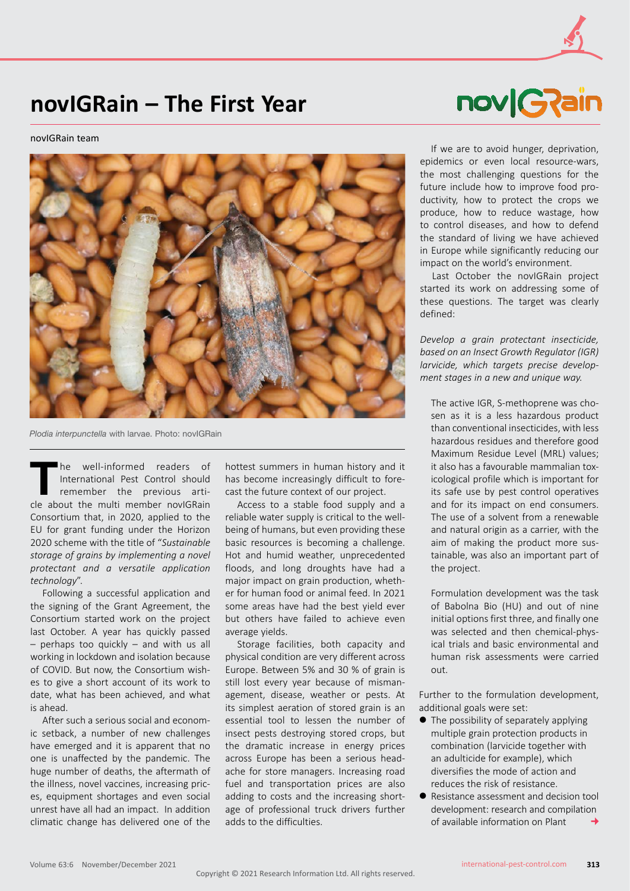# novIGRain – The First Year

novIGRain team

*Plodia interpunctella* with larvae. Photo: novIGRain

The well-informed readers of International Pest Control should remember the previous article about the multi member novIGRain Consortium that, in 2020, applied to the EU for grant funding under the Horizon 2020 scheme with the title of "*Sustainable storage of grains by implementing a novel protectant and a versatile application technology*".

Following a successful application and the signing of the Grant Agreement, the Consortium started work on the project last October. A year has quickly passed – perhaps too quickly – and with us all working in lockdown and isolation because of COVID. But now, the Consortium wishes to give a short account of its work to date, what has been achieved, and what is ahead.

After such a serious social and economic setback, a number of new challenges have emerged and it is apparent that no one is unaffected by the pandemic. The huge number of deaths, the aftermath of the illness, novel vaccines, increasing prices, equipment shortages and even social unrest have all had an impact. In addition climatic change has delivered one of the hottest summers in human history and it has become increasingly difficult to forecast the future context of our project.

Access to a stable food supply and a reliable water supply is critical to the wellbeing of humans, but even providing these basic resources is becoming a challenge. Hot and humid weather, unprecedented floods, and long droughts have had a major impact on grain production, whether for human food or animal feed. In 2021 some areas have had the best yield ever but others have failed to achieve even average yields.

Storage facilities, both capacity and physical condition are very different across Europe. Between 5% and 30 % of grain is still lost every year because of mismanagement, disease, weather or pests. At its simplest aeration of stored grain is an essential tool to lessen the number of insect pests destroying stored crops, but the dramatic increase in energy prices across Europe has been a serious headache for store managers. Increasing road fuel and transportation prices are also adding to costs and the increasing shortage of professional truck drivers further adds to the difficulties.

If we are to avoid hunger, deprivation, epidemics or even local resource-wars, the most challenging questions for the future include how to improve food productivity, how to protect the crops we produce, how to reduce wastage, how to control diseases, and how to defend the standard of living we have achieved in Europe while significantly reducing our impact on the world's environment.

Last October the novIGRain project started its work on addressing some of these questions. The target was clearly defined:

*Develop a grain protectant insecticide, based on an Insect Growth Regulator (IGR) larvicide, which targets precise development stages in a new and unique way.*

The active IGR, S-methoprene was chosen as it is a less hazardous product than conventional insecticides, with less hazardous residues and therefore good Maximum Residue Level (MRL) values; it also has a favourable mammalian toxicological profile which is important for its safe use by pest control operatives and for its impact on end consumers. The use of a solvent from a renewable and natural origin as a carrier, with the aim of making the product more sustainable, was also an important part of the project.

Formulation development was the task of Babolna Bio (HU) and out of nine initial options first three, and finally one was selected and then chemical-physical trials and basic environmental and human risk assessments were carried out.

Further to the formulation development, additional goals were set:

- The possibility of separately applying multiple grain protection products in combination (larvicide together with an adulticide for example), which diversifies the mode of action and reduces the risk of resistance.
- Resistance assessment and decision tool development: research and compilation of available information on Plant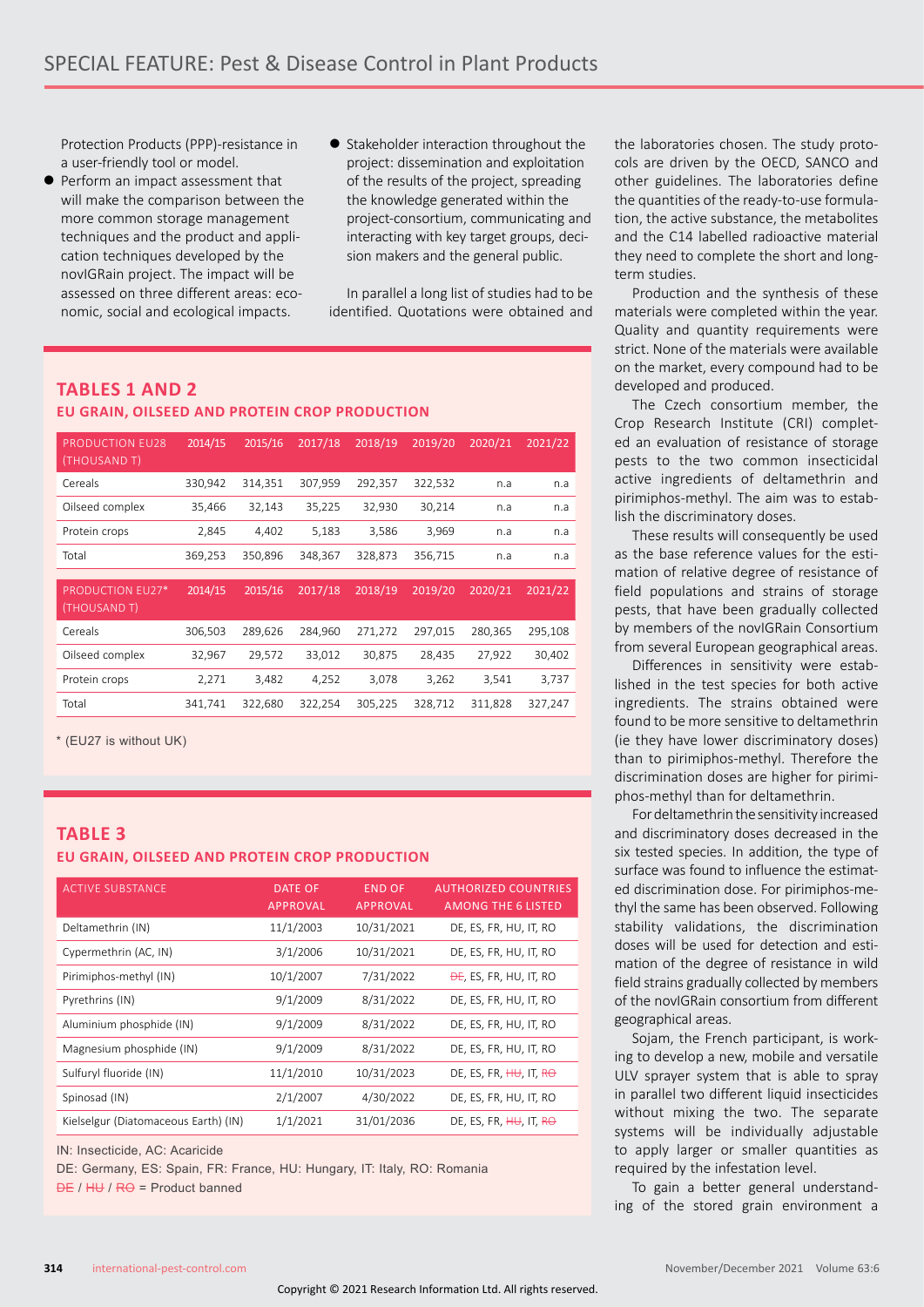Protection Products (PPP)-resistance in a user-friendly tool or model.

- Perform an impact assessment that will make the comparison between the more common storage management techniques and the product and application techniques developed by the novIGRain project. The impact will be assessed on three different areas: economic, social and ecological impacts.
- Stakeholder interaction throughout the project: dissemination and exploitation of the results of the project, spreading the knowledge generated within the project-consortium, communicating and interacting with key target groups, decision makers and the general public.

In parallel a long list of studies had to be identified. Quotations were obtained and the laboratories chosen. The study protocols are driven by the OECD, SANCO and other guidelines. The laboratories define the quantities of the ready-to-use formulation, the active substance, the metabolites and the C14 labelled radioactive material they need to complete the short and long-term studies.

Production and the synthesis of these materials were completed within the year. Quality and quantity requirements were strict. None of the materials were available on the market, every compound had to be developed and produced.

The Czech consortium member, the Crop Research Institute (CRI) completed an evaluation of resistance of storage pests to the two common insecticidal active ingredients of deltamethrin and pirimiphos-methyl. The aim was to establish the discriminatory doses.

These results will consequently be used as the base reference values for the estimation of relative degree of resistance of field populations and strains of storage pests, that have been gradually collected by members of the novIGRain Consortium from several European geographical areas.

Differences in sensitivity were established in the test species for both active ingredients. The strains obtained were found to be more sensitive to deltamethrin (ie they have lower discriminatory doses) than to pirimiphos-methyl. Therefore the discrimination doses are higher for pirimiphos-methyl than for deltamethrin.

For deltamethrin the sensitivity increased and discriminatory doses decreased in the six tested species. In addition, the type of surface was found to influence the estimated discrimination dose. For pirimiphos-methyl the same has been observed. Following stability validations, the discrimination doses will be used for detection and estimation of the degree of resistance in wild field strains gradually collected by members of the novIGRain consortium from different geographical areas.

Sojam, the French participant, is working to develop a new, mobile and versatile ULV sprayer system that is able to spray in parallel two different liquid insecticides without mixing the two. The separate systems will be individually adjustable to apply larger or smaller quantities as required by the infestation level.

To gain a better general understanding of the stored grain environment a

## TABLES 1 AND 2

### EU GRAIN, OILSEED AND PROTEIN CROP PRODUCTION

| PRODUCTION EU28 (THOUSAND T) | 2014/15 | 2015/16 | 2017/18 | 2018/19 | 2019/20 | 2020/21 | 2021/22 |
|---|---|---|---|---|---|---|---|
| Cereals | 330,942 | 314,351 | 307,959 | 292,357 | 322,532 | n.a | n.a |
| Oilseed complex | 35,466 | 32,143 | 35,225 | 32,930 | 30,214 | n.a | n.a |
| Protein crops | 2,845 | 4,402 | 5,183 | 3,586 | 3,969 | n.a | n.a |
| Total | 369,253 | 350,896 | 348,367 | 328,873 | 356,715 | n.a | n.a |

| PRODUCTION EU27* (THOUSAND T) | 2014/15 | 2015/16 | 2017/18 | 2018/19 | 2019/20 | 2020/21 | 2021/22 |
|---|---|---|---|---|---|---|---|
| Cereals | 306,503 | 289,626 | 284,960 | 271,272 | 297,015 | 280,365 | 295,108 |
| Oilseed complex | 32,967 | 29,572 | 33,012 | 30,875 | 28,435 | 27,922 | 30,402 |
| Protein crops | 2,271 | 3,482 | 4,252 | 3,078 | 3,262 | 3,541 | 3,737 |
| Total | 341,741 | 322,680 | 322,254 | 305,225 | 328,712 | 311,828 | 327,247 |

\* (EU27 is without UK)

## TABLE 3

### EU GRAIN, OILSEED AND PROTEIN CROP PRODUCTION

| ACTIVE SUBSTANCE | DATE OF APPROVAL | END OF APPROVAL | AUTHORIZED COUNTRIES AMONG THE 6 LISTED |
|---|---|---|---|
| Deltamethrin (IN) | 11/1/2003 | 10/31/2021 | DE, ES, FR, HU, IT, RO |
| Cypermethrin (AC, IN) | 3/1/2006 | 10/31/2021 | DE, ES, FR, HU, IT, RO |
| Pirimiphos-methyl (IN) | 10/1/2007 | 7/31/2022 | ~~DE~~, ES, FR, HU, IT, RO |
| Pyrethrins (IN) | 9/1/2009 | 8/31/2022 | DE, ES, FR, HU, IT, RO |
| Aluminium phosphide (IN) | 9/1/2009 | 8/31/2022 | DE, ES, FR, HU, IT, RO |
| Magnesium phosphide (IN) | 9/1/2009 | 8/31/2022 | DE, ES, FR, HU, IT, RO |
| Sulfuryl fluoride (IN) | 11/1/2010 | 10/31/2023 | DE, ES, FR, ~~HU~~, IT, ~~RO~~ |
| Spinosad (IN) | 2/1/2007 | 4/30/2022 | DE, ES, FR, HU, IT, RO |
| Kielselgur (Diatomaceous Earth) (IN) | 1/1/2021 | 31/01/2036 | DE, ES, FR, ~~HU~~, IT, ~~RO~~ |

IN: Insecticide, AC: Acaricide

DE: Germany, ES: Spain, FR: France, HU: Hungary, IT: Italy, RO: Romania

~~DE~~ / ~~HU~~ / ~~RO~~ = Product banned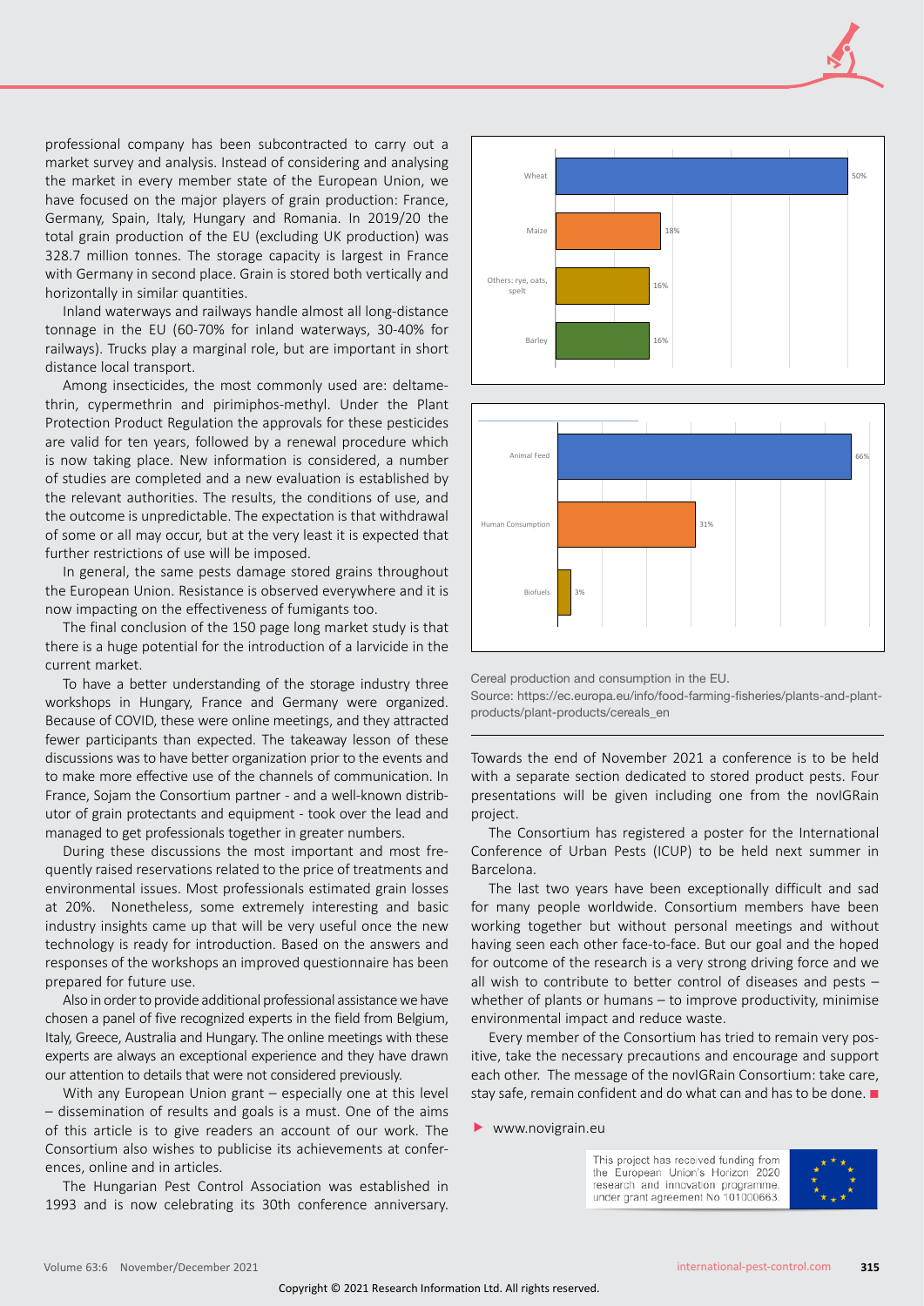professional company has been subcontracted to carry out a market survey and analysis. Instead of considering and analysing the market in every member state of the European Union, we have focused on the major players of grain production: France, Germany, Spain, Italy, Hungary and Romania. In 2019/20 the total grain production of the EU (excluding UK production) was 328.7 million tonnes. The storage capacity is largest in France with Germany in second place. Grain is stored both vertically and horizontally in similar quantities.

Inland waterways and railways handle almost all long-distance tonnage in the EU (60-70% for inland waterways, 30-40% for railways). Trucks play a marginal role, but are important in short distance local transport.

Among insecticides, the most commonly used are: deltamethrin, cypermethrin and pirimiphos-methyl. Under the Plant Protection Product Regulation the approvals for these pesticides are valid for ten years, followed by a renewal procedure which is now taking place. New information is considered, a number of studies are completed and a new evaluation is established by the relevant authorities. The results, the conditions of use, and the outcome is unpredictable. The expectation is that withdrawal of some or all may occur, but at the very least it is expected that further restrictions of use will be imposed.

In general, the same pests damage stored grains throughout the European Union. Resistance is observed everywhere and it is now impacting on the effectiveness of fumigants too.

The final conclusion of the 150 page long market study is that there is a huge potential for the introduction of a larvicide in the current market.

To have a better understanding of the storage industry three workshops in Hungary, France and Germany were organized. Because of COVID, these were online meetings, and they attracted fewer participants than expected. The takeaway lesson of these discussions was to have better organization prior to the events and to make more effective use of the channels of communication. In France, Sojam the Consortium partner - and a well-known distributor of grain protectants and equipment - took over the lead and managed to get professionals together in greater numbers.

During these discussions the most important and most frequently raised reservations related to the price of treatments and environmental issues. Most professionals estimated grain losses at 20%. Nonetheless, some extremely interesting and basic industry insights came up that will be very useful once the new technology is ready for introduction. Based on the answers and responses of the workshops an improved questionnaire has been prepared for future use.

Also in order to provide additional professional assistance we have chosen a panel of five recognized experts in the field from Belgium, Italy, Greece, Australia and Hungary. The online meetings with these experts are always an exceptional experience and they have drawn our attention to details that were not considered previously.

With any European Union grant – especially one at this level – dissemination of results and goals is a must. One of the aims of this article is to give readers an account of our work. The Consortium also wishes to publicise its achievements at conferences, online and in articles.

The Hungarian Pest Control Association was established in 1993 and is now celebrating its 30th conference anniversary.

Wheat 50%
Maize 18%
Others: rye, oats, spelt 16%
Barley 16%

Animal Feed 66%
Human Consumption 31%
Biofuels 3%

Cereal production and consumption in the EU.
Source: https://ec.europa.eu/info/food-farming-fisheries/plants-and-plant-products/plant-products/cereals_en

Towards the end of November 2021 a conference is to be held with a separate section dedicated to stored product pests. Four presentations will be given including one from the novIGRain project.

The Consortium has registered a poster for the International Conference of Urban Pests (ICUP) to be held next summer in Barcelona.

The last two years have been exceptionally difficult and sad for many people worldwide. Consortium members have been working together but without personal meetings and without having seen each other face-to-face. But our goal and the hoped for outcome of the research is a very strong driving force and we all wish to contribute to better control of diseases and pests – whether of plants or humans – to improve productivity, minimise environmental impact and reduce waste.

Every member of the Consortium has tried to remain very positive, take the necessary precautions and encourage and support each other. The message of the novIGRain Consortium: take care, stay safe, remain confident and do what can and has to be done. ■

▶ www.novigrain.eu

This project has received funding from the European Union's Horizon 2020 research and innovation programme, under grant agreement No 101000663.